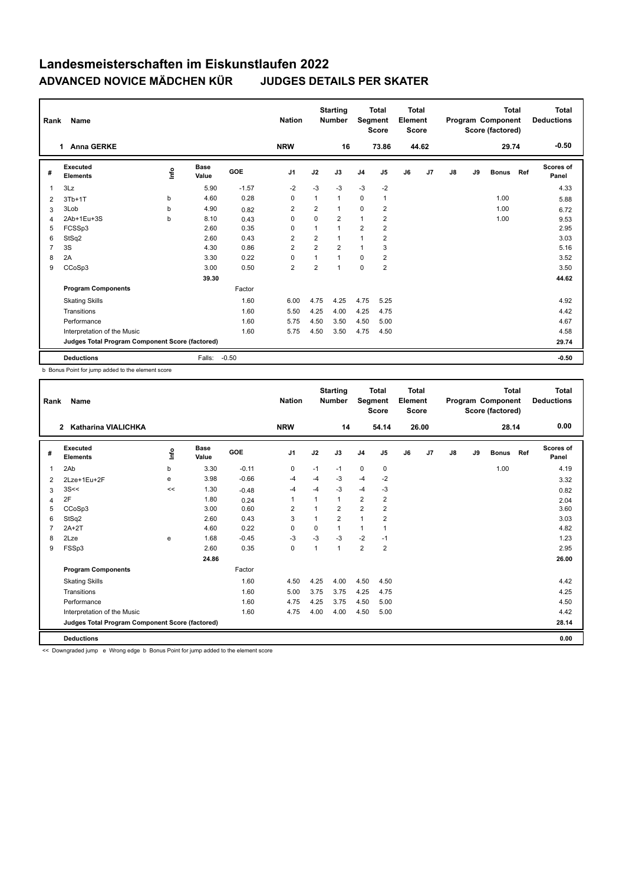# Landesmeisterschaften im Eiskunstlaufen 2022

## ADVANCED NOVICE MÄDCHEN KÜR JUDGES DETAILS PER SKATER

| Rank | Name | Nation | Starting Number | Total Segment Score | Total Element Score | Total Program Component Score (factored) | Total Deductions |
|---|---|---|---|---|---|---|---|
| 1 | Anna GERKE | NRW | 16 | 73.86 | 44.62 | 29.74 | -0.50 |

| # | Executed Elements | Info | Base Value | GOE | J1 | J2 | J3 | J4 | J5 | J6 | J7 | J8 | J9 | Bonus | Ref | Scores of Panel |
|---|---|---|---|---|---|---|---|---|---|---|---|---|---|---|---|---|
| 1 | 3Lz | | 5.90 | -1.57 | -2 | -3 | -3 | -3 | -2 | | | | | | | 4.33 |
| 2 | 3Tb+1T | b | 4.60 | 0.28 | 0 | 1 | 1 | 0 | 1 | | | | | 1.00 | | 5.88 |
| 3 | 3Lob | b | 4.90 | 0.82 | 2 | 2 | 1 | 0 | 2 | | | | | 1.00 | | 6.72 |
| 4 | 2Ab+1Eu+3S | b | 8.10 | 0.43 | 0 | 0 | 2 | 1 | 2 | | | | | 1.00 | | 9.53 |
| 5 | FCSSp3 | | 2.60 | 0.35 | 0 | 1 | 1 | 2 | 2 | | | | | | | 2.95 |
| 6 | StSq2 | | 2.60 | 0.43 | 2 | 2 | 1 | 1 | 2 | | | | | | | 3.03 |
| 7 | 3S | | 4.30 | 0.86 | 2 | 2 | 2 | 1 | 3 | | | | | | | 5.16 |
| 8 | 2A | | 3.30 | 0.22 | 0 | 1 | 1 | 0 | 2 | | | | | | | 3.52 |
| 9 | CCoSp3 | | 3.00 | 0.50 | 2 | 2 | 1 | 0 | 2 | | | | | | | 3.50 |
| | | | 39.30 | | | | | | | | | | | | | 44.62 |
| | **Program Components** | | | Factor | | | | | | | | | | | | |
| | Skating Skills | | | 1.60 | 6.00 | 4.75 | 4.25 | 4.75 | 5.25 | | | | | | | 4.92 |
| | Transitions | | | 1.60 | 5.50 | 4.25 | 4.00 | 4.25 | 4.75 | | | | | | | 4.42 |
| | Performance | | | 1.60 | 5.75 | 4.50 | 3.50 | 4.50 | 5.00 | | | | | | | 4.67 |
| | Interpretation of the Music | | | 1.60 | 5.75 | 4.50 | 3.50 | 4.75 | 4.50 | | | | | | | 4.58 |
| | **Judges Total Program Component Score (factored)** | | | | | | | | | | | | | | | 29.74 |
| | **Deductions** | | Falls: | -0.50 | | | | | | | | | | | | -0.50 |

b Bonus Point for jump added to the element score

| Rank | Name | Nation | Starting Number | Total Segment Score | Total Element Score | Total Program Component Score (factored) | Total Deductions |
|---|---|---|---|---|---|---|---|
| 2 | Katharina VIALICHKA | NRW | 14 | 54.14 | 26.00 | 28.14 | 0.00 |

| # | Executed Elements | Info | Base Value | GOE | J1 | J2 | J3 | J4 | J5 | J6 | J7 | J8 | J9 | Bonus | Ref | Scores of Panel |
|---|---|---|---|---|---|---|---|---|---|---|---|---|---|---|---|---|
| 1 | 2Ab | b | 3.30 | -0.11 | 0 | -1 | -1 | 0 | 0 | | | | | 1.00 | | 4.19 |
| 2 | 2Lze+1Eu+2F | e | 3.98 | -0.66 | -4 | -4 | -3 | -4 | -2 | | | | | | | 3.32 |
| 3 | 3S<< | << | 1.30 | -0.48 | -4 | -4 | -3 | -4 | -3 | | | | | | | 0.82 |
| 4 | 2F | | 1.80 | 0.24 | 1 | 1 | 1 | 2 | 2 | | | | | | | 2.04 |
| 5 | CCoSp3 | | 3.00 | 0.60 | 2 | 1 | 2 | 2 | 2 | | | | | | | 3.60 |
| 6 | StSq2 | | 2.60 | 0.43 | 3 | 1 | 2 | 1 | 2 | | | | | | | 3.03 |
| 7 | 2A+2T | | 4.60 | 0.22 | 0 | 0 | 1 | 1 | 1 | | | | | | | 4.82 |
| 8 | 2Lze | e | 1.68 | -0.45 | -3 | -3 | -3 | -2 | -1 | | | | | | | 1.23 |
| 9 | FSSp3 | | 2.60 | 0.35 | 0 | 1 | 1 | 2 | 2 | | | | | | | 2.95 |
| | | | 24.86 | | | | | | | | | | | | | 26.00 |
| | **Program Components** | | | Factor | | | | | | | | | | | | |
| | Skating Skills | | | 1.60 | 4.50 | 4.25 | 4.00 | 4.50 | 4.50 | | | | | | | 4.42 |
| | Transitions | | | 1.60 | 5.00 | 3.75 | 3.75 | 4.25 | 4.75 | | | | | | | 4.25 |
| | Performance | | | 1.60 | 4.75 | 4.25 | 3.75 | 4.50 | 5.00 | | | | | | | 4.50 |
| | Interpretation of the Music | | | 1.60 | 4.75 | 4.00 | 4.00 | 4.50 | 5.00 | | | | | | | 4.42 |
| | **Judges Total Program Component Score (factored)** | | | | | | | | | | | | | | | 28.14 |
| | **Deductions** | | | | | | | | | | | | | | | 0.00 |

<< Downgraded jump e Wrong edge b Bonus Point for jump added to the element score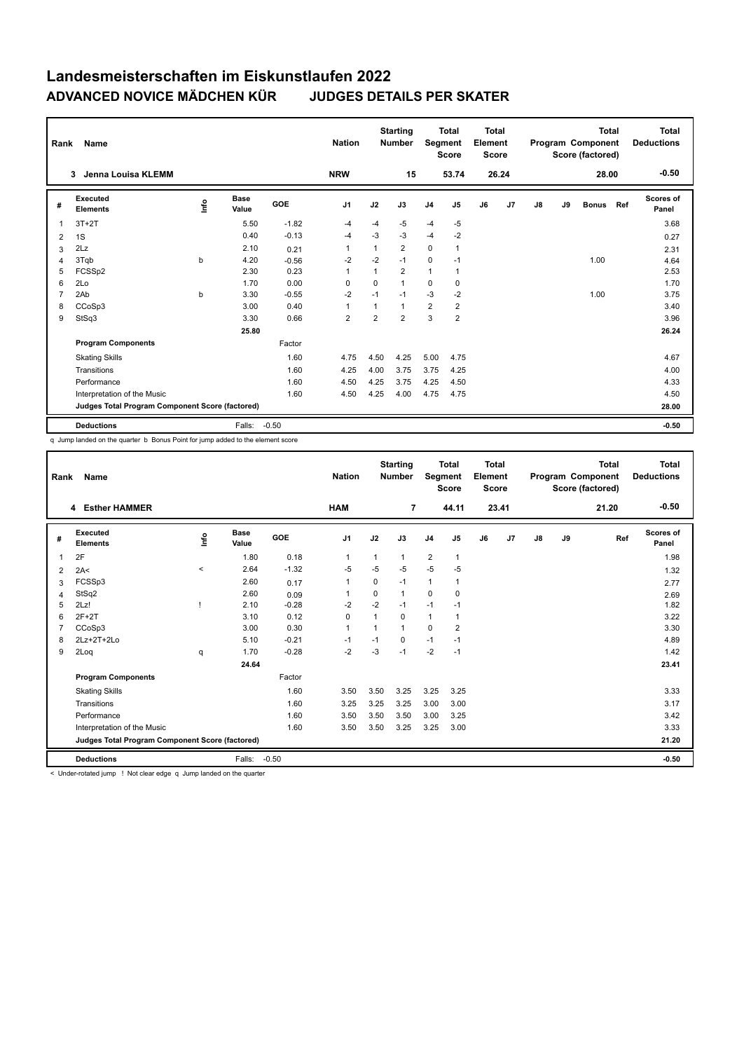# Landesmeisterschaften im Eiskunstlaufen 2022

## ADVANCED NOVICE MÄDCHEN KÜR JUDGES DETAILS PER SKATER

| Rank | Name | Nation | Starting Number | Total Segment Score | Total Element Score | Total Program Component Score (factored) | Total Deductions |
|---|---|---|---|---|---|---|---|
| 3 | Jenna Louisa KLEMM | NRW | 15 | 53.74 | 26.24 | 28.00 | -0.50 |

| # | Executed Elements | Info | Base Value | GOE | J1 | J2 | J3 | J4 | J5 | J6 | J7 | J8 | J9 | Bonus | Ref | Scores of Panel |
|---|---|---|---|---|---|---|---|---|---|---|---|---|---|---|---|---|
| 1 | 3T+2T | | 5.50 | -1.82 | -4 | -4 | -5 | -4 | -5 | | | | | | | 3.68 |
| 2 | 1S | | 0.40 | -0.13 | -4 | -3 | -3 | -4 | -2 | | | | | | | 0.27 |
| 3 | 2Lz | | 2.10 | 0.21 | 1 | 1 | 2 | 0 | 1 | | | | | | | 2.31 |
| 4 | 3Tqb | b | 4.20 | -0.56 | -2 | -2 | -1 | 0 | -1 | | | | | 1.00 | | 4.64 |
| 5 | FCSSp2 | | 2.30 | 0.23 | 1 | 1 | 2 | 1 | 1 | | | | | | | 2.53 |
| 6 | 2Lo | | 1.70 | 0.00 | 0 | 0 | 1 | 0 | 0 | | | | | | | 1.70 |
| 7 | 2Ab | b | 3.30 | -0.55 | -2 | -1 | -1 | -3 | -2 | | | | | 1.00 | | 3.75 |
| 8 | CCoSp3 | | 3.00 | 0.40 | 1 | 1 | 1 | 2 | 2 | | | | | | | 3.40 |
| 9 | StSq3 | | 3.30 | 0.66 | 2 | 2 | 2 | 3 | 2 | | | | | | | 3.96 |
| | | | 25.80 | | | | | | | | | | | | | 26.24 |
| | **Program Components** | | | Factor | | | | | | | | | | | | |
| | Skating Skills | | | 1.60 | 4.75 | 4.50 | 4.25 | 5.00 | 4.75 | | | | | | | 4.67 |
| | Transitions | | | 1.60 | 4.25 | 4.00 | 3.75 | 3.75 | 4.25 | | | | | | | 4.00 |
| | Performance | | | 1.60 | 4.50 | 4.25 | 3.75 | 4.25 | 4.50 | | | | | | | 4.33 |
| | Interpretation of the Music | | | 1.60 | 4.50 | 4.25 | 4.00 | 4.75 | 4.75 | | | | | | | 4.50 |
| | **Judges Total Program Component Score (factored)** | | | | | | | | | | | | | | | 28.00 |
| | **Deductions** | | Falls: | -0.50 | | | | | | | | | | | | -0.50 |

q Jump landed on the quarter b Bonus Point for jump added to the element score

| Rank | Name | Nation | Starting Number | Total Segment Score | Total Element Score | Total Program Component Score (factored) | Total Deductions |
|---|---|---|---|---|---|---|---|
| 4 | Esther HAMMER | HAM | 7 | 44.11 | 23.41 | 21.20 | -0.50 |

| # | Executed Elements | Info | Base Value | GOE | J1 | J2 | J3 | J4 | J5 | J6 | J7 | J8 | J9 | Ref | Scores of Panel |
|---|---|---|---|---|---|---|---|---|---|---|---|---|---|---|---|
| 1 | 2F | | 1.80 | 0.18 | 1 | 1 | 1 | 2 | 1 | | | | | | 1.98 |
| 2 | 2A< | < | 2.64 | -1.32 | -5 | -5 | -5 | -5 | -5 | | | | | | 1.32 |
| 3 | FCSSp3 | | 2.60 | 0.17 | 1 | 0 | -1 | 1 | 1 | | | | | | 2.77 |
| 4 | StSq2 | | 2.60 | 0.09 | 1 | 0 | 1 | 0 | 0 | | | | | | 2.69 |
| 5 | 2Lz! | ! | 2.10 | -0.28 | -2 | -2 | -1 | -1 | -1 | | | | | | 1.82 |
| 6 | 2F+2T | | 3.10 | 0.12 | 0 | 1 | 0 | 1 | 1 | | | | | | 3.22 |
| 7 | CCoSp3 | | 3.00 | 0.30 | 1 | 1 | 1 | 0 | 2 | | | | | | 3.30 |
| 8 | 2Lz+2T+2Lo | | 5.10 | -0.21 | -1 | -1 | 0 | -1 | -1 | | | | | | 4.89 |
| 9 | 2Loq | q | 1.70 | -0.28 | -2 | -3 | -1 | -2 | -1 | | | | | | 1.42 |
| | | | 24.64 | | | | | | | | | | | | 23.41 |
| | **Program Components** | | | Factor | | | | | | | | | | | |
| | Skating Skills | | | 1.60 | 3.50 | 3.50 | 3.25 | 3.25 | 3.25 | | | | | | 3.33 |
| | Transitions | | | 1.60 | 3.25 | 3.25 | 3.25 | 3.00 | 3.00 | | | | | | 3.17 |
| | Performance | | | 1.60 | 3.50 | 3.50 | 3.50 | 3.00 | 3.25 | | | | | | 3.42 |
| | Interpretation of the Music | | | 1.60 | 3.50 | 3.50 | 3.25 | 3.25 | 3.00 | | | | | | 3.33 |
| | **Judges Total Program Component Score (factored)** | | | | | | | | | | | | | | 21.20 |
| | **Deductions** | | Falls: | -0.50 | | | | | | | | | | | -0.50 |

< Under-rotated jump ! Not clear edge q Jump landed on the quarter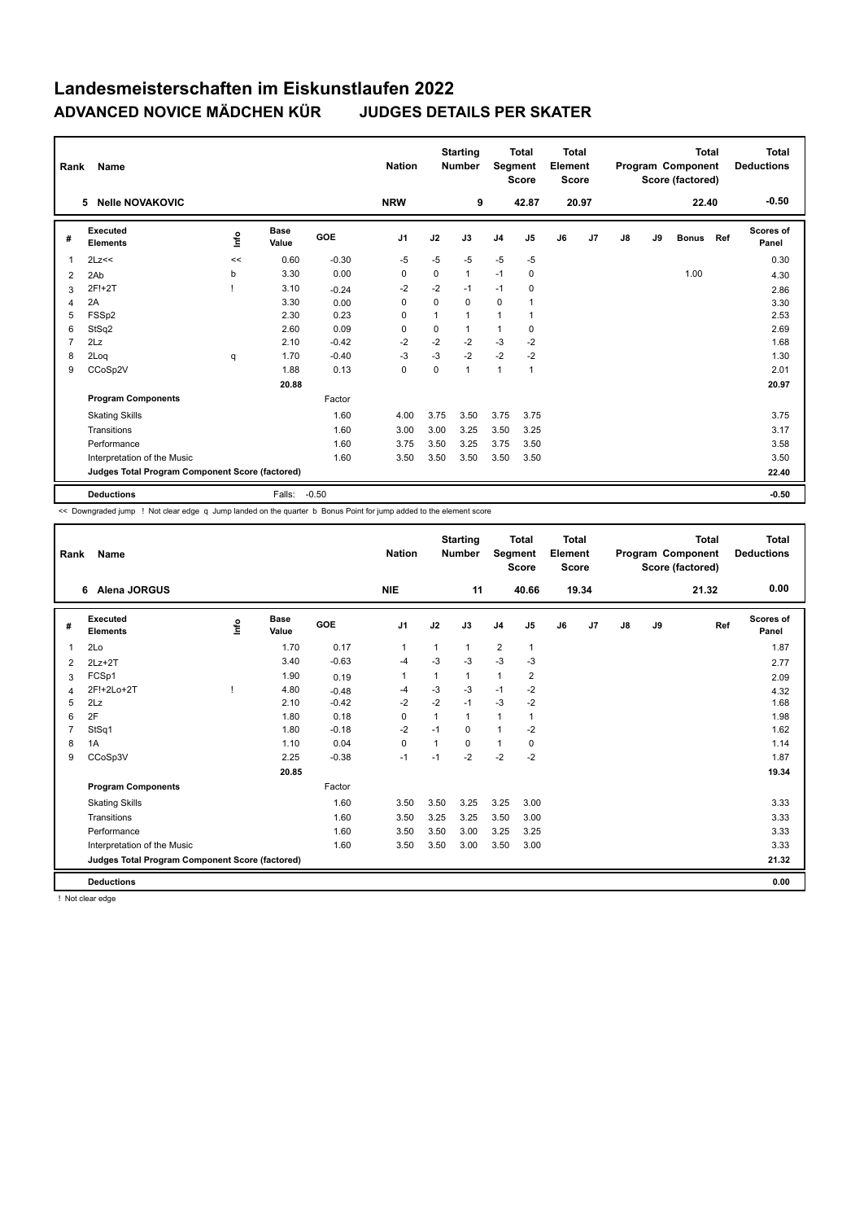# Landesmeisterschaften im Eiskunstlaufen 2022

## ADVANCED NOVICE MÄDCHEN KÜR JUDGES DETAILS PER SKATER

| Rank | Name | Nation | Starting Number | Total Segment Score | Total Element Score | Total Program Component Score (factored) | Total Deductions |
|---|---|---|---|---|---|---|---|
| 5 | Nelle NOVAKOVIC | NRW | 9 | 42.87 | 20.97 | 22.40 | -0.50 |

| # | Executed Elements | Info | Base Value | GOE | J1 | J2 | J3 | J4 | J5 | J6 | J7 | J8 | J9 | Bonus | Ref | Scores of Panel |
|---|---|---|---|---|---|---|---|---|---|---|---|---|---|---|---|---|
| 1 | 2Lz<< | << | 0.60 | -0.30 | -5 | -5 | -5 | -5 | -5 | | | | | | | 0.30 |
| 2 | 2Ab | b | 3.30 | 0.00 | 0 | 0 | 1 | -1 | 0 | | | | | 1.00 | | 4.30 |
| 3 | 2F!+2T | ! | 3.10 | -0.24 | -2 | -2 | -1 | -1 | 0 | | | | | | | 2.86 |
| 4 | 2A | | 3.30 | 0.00 | 0 | 0 | 0 | 0 | 1 | | | | | | | 3.30 |
| 5 | FSSp2 | | 2.30 | 0.23 | 0 | 1 | 1 | 1 | 1 | | | | | | | 2.53 |
| 6 | StSq2 | | 2.60 | 0.09 | 0 | 0 | 1 | 1 | 0 | | | | | | | 2.69 |
| 7 | 2Lz | | 2.10 | -0.42 | -2 | -2 | -2 | -3 | -2 | | | | | | | 1.68 |
| 8 | 2Loq | q | 1.70 | -0.40 | -3 | -3 | -2 | -2 | -2 | | | | | | | 1.30 |
| 9 | CCoSp2V | | 1.88 | 0.13 | 0 | 0 | 1 | 1 | 1 | | | | | | | 2.01 |
| | | | 20.88 | | | | | | | | | | | | | 20.97 |
| | **Program Components** | | | Factor | | | | | | | | | | | | |
| | Skating Skills | | | 1.60 | 4.00 | 3.75 | 3.50 | 3.75 | 3.75 | | | | | | | 3.75 |
| | Transitions | | | 1.60 | 3.00 | 3.00 | 3.25 | 3.50 | 3.25 | | | | | | | 3.17 |
| | Performance | | | 1.60 | 3.75 | 3.50 | 3.25 | 3.75 | 3.50 | | | | | | | 3.58 |
| | Interpretation of the Music | | | 1.60 | 3.50 | 3.50 | 3.50 | 3.50 | 3.50 | | | | | | | 3.50 |
| | **Judges Total Program Component Score (factored)** | | | | | | | | | | | | | | | 22.40 |
| | **Deductions** | | Falls: | -0.50 | | | | | | | | | | | | -0.50 |

<< Downgraded jump ! Not clear edge q Jump landed on the quarter b Bonus Point for jump added to the element score

| Rank | Name | Nation | Starting Number | Total Segment Score | Total Element Score | Total Program Component Score (factored) | Total Deductions |
|---|---|---|---|---|---|---|---|
| 6 | Alena JORGUS | NIE | 11 | 40.66 | 19.34 | 21.32 | 0.00 |

| # | Executed Elements | Info | Base Value | GOE | J1 | J2 | J3 | J4 | J5 | J6 | J7 | J8 | J9 | Ref | Scores of Panel |
|---|---|---|---|---|---|---|---|---|---|---|---|---|---|---|---|
| 1 | 2Lo | | 1.70 | 0.17 | 1 | 1 | 1 | 2 | 1 | | | | | | 1.87 |
| 2 | 2Lz+2T | | 3.40 | -0.63 | -4 | -3 | -3 | -3 | -3 | | | | | | 2.77 |
| 3 | FCSp1 | | 1.90 | 0.19 | 1 | 1 | 1 | 1 | 2 | | | | | | 2.09 |
| 4 | 2F!+2Lo+2T | ! | 4.80 | -0.48 | -4 | -3 | -3 | -1 | -2 | | | | | | 4.32 |
| 5 | 2Lz | | 2.10 | -0.42 | -2 | -2 | -1 | -3 | -2 | | | | | | 1.68 |
| 6 | 2F | | 1.80 | 0.18 | 0 | 1 | 1 | 1 | 1 | | | | | | 1.98 |
| 7 | StSq1 | | 1.80 | -0.18 | -2 | -1 | 0 | 1 | -2 | | | | | | 1.62 |
| 8 | 1A | | 1.10 | 0.04 | 0 | 1 | 0 | 1 | 0 | | | | | | 1.14 |
| 9 | CCoSp3V | | 2.25 | -0.38 | -1 | -1 | -2 | -2 | -2 | | | | | | 1.87 |
| | | | 20.85 | | | | | | | | | | | | 19.34 |
| | **Program Components** | | | Factor | | | | | | | | | | | |
| | Skating Skills | | | 1.60 | 3.50 | 3.50 | 3.25 | 3.25 | 3.00 | | | | | | 3.33 |
| | Transitions | | | 1.60 | 3.50 | 3.25 | 3.25 | 3.50 | 3.00 | | | | | | 3.33 |
| | Performance | | | 1.60 | 3.50 | 3.50 | 3.00 | 3.25 | 3.25 | | | | | | 3.33 |
| | Interpretation of the Music | | | 1.60 | 3.50 | 3.50 | 3.00 | 3.50 | 3.00 | | | | | | 3.33 |
| | **Judges Total Program Component Score (factored)** | | | | | | | | | | | | | | 21.32 |
| | **Deductions** | | | | | | | | | | | | | | 0.00 |

! Not clear edge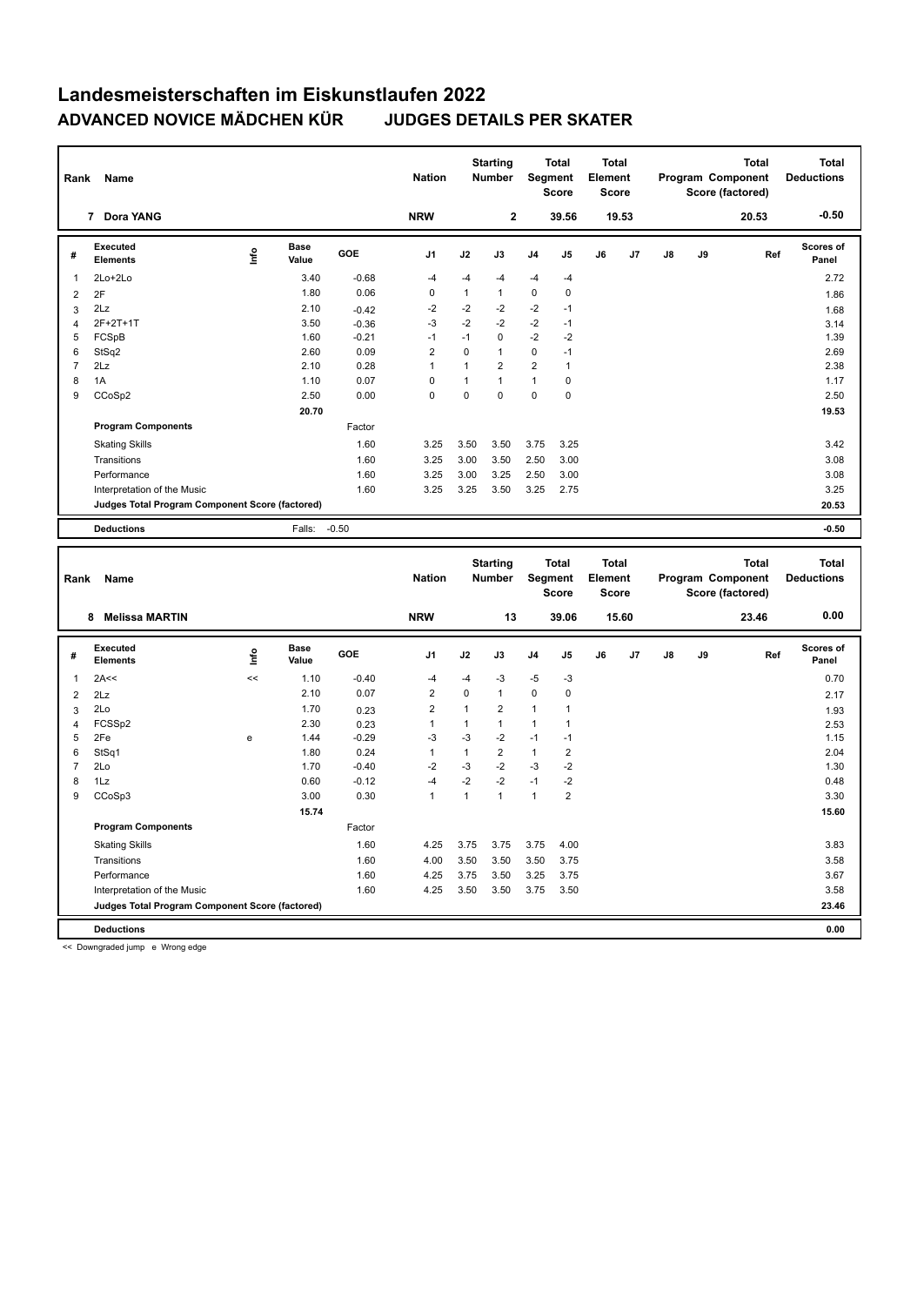# Landesmeisterschaften im Eiskunstlaufen 2022

## ADVANCED NOVICE MÄDCHEN KÜR — JUDGES DETAILS PER SKATER

| Rank | Name | Nation | Starting Number | Total Segment Score | Total Element Score | Total Program Component Score (factored) | Total Deductions |
|---|---|---|---|---|---|---|---|
| 7 | Dora YANG | NRW | 2 | 39.56 | 19.53 | 20.53 | -0.50 |

| # | Executed Elements | Info | Base Value | GOE | J1 | J2 | J3 | J4 | J5 | J6 | J7 | J8 | J9 | Ref | Scores of Panel |
|---|---|---|---|---|---|---|---|---|---|---|---|---|---|---|---|
| 1 | 2Lo+2Lo | | 3.40 | -0.68 | -4 | -4 | -4 | -4 | -4 | | | | | | 2.72 |
| 2 | 2F | | 1.80 | 0.06 | 0 | 1 | 1 | 0 | 0 | | | | | | 1.86 |
| 3 | 2Lz | | 2.10 | -0.42 | -2 | -2 | -2 | -2 | -1 | | | | | | 1.68 |
| 4 | 2F+2T+1T | | 3.50 | -0.36 | -3 | -2 | -2 | -2 | -1 | | | | | | 3.14 |
| 5 | FCSpB | | 1.60 | -0.21 | -1 | -1 | 0 | -2 | -2 | | | | | | 1.39 |
| 6 | StSq2 | | 2.60 | 0.09 | 2 | 0 | 1 | 0 | -1 | | | | | | 2.69 |
| 7 | 2Lz | | 2.10 | 0.28 | 1 | 1 | 2 | 2 | 1 | | | | | | 2.38 |
| 8 | 1A | | 1.10 | 0.07 | 0 | 1 | 1 | 1 | 0 | | | | | | 1.17 |
| 9 | CCoSp2 | | 2.50 | 0.00 | 0 | 0 | 0 | 0 | 0 | | | | | | 2.50 |
| | | | 20.70 | | | | | | | | | | | | 19.53 |
| | **Program Components** | | | Factor | | | | | | | | | | | |
| | Skating Skills | | | 1.60 | 3.25 | 3.50 | 3.50 | 3.75 | 3.25 | | | | | | 3.42 |
| | Transitions | | | 1.60 | 3.25 | 3.00 | 3.50 | 2.50 | 3.00 | | | | | | 3.08 |
| | Performance | | | 1.60 | 3.25 | 3.00 | 3.25 | 2.50 | 3.00 | | | | | | 3.08 |
| | Interpretation of the Music | | | 1.60 | 3.25 | 3.25 | 3.50 | 3.25 | 2.75 | | | | | | 3.25 |
| | **Judges Total Program Component Score (factored)** | | | | | | | | | | | | | | 20.53 |
| | **Deductions** | | Falls: | -0.50 | | | | | | | | | | | -0.50 |

| Rank | Name | Nation | Starting Number | Total Segment Score | Total Element Score | Total Program Component Score (factored) | Total Deductions |
|---|---|---|---|---|---|---|---|
| 8 | Melissa MARTIN | NRW | 13 | 39.06 | 15.60 | 23.46 | 0.00 |

| # | Executed Elements | Info | Base Value | GOE | J1 | J2 | J3 | J4 | J5 | J6 | J7 | J8 | J9 | Ref | Scores of Panel |
|---|---|---|---|---|---|---|---|---|---|---|---|---|---|---|---|
| 1 | 2A<< | << | 1.10 | -0.40 | -4 | -4 | -3 | -5 | -3 | | | | | | 0.70 |
| 2 | 2Lz | | 2.10 | 0.07 | 2 | 0 | 1 | 0 | 0 | | | | | | 2.17 |
| 3 | 2Lo | | 1.70 | 0.23 | 2 | 1 | 2 | 1 | 1 | | | | | | 1.93 |
| 4 | FCSSp2 | | 2.30 | 0.23 | 1 | 1 | 1 | 1 | 1 | | | | | | 2.53 |
| 5 | 2Fe | e | 1.44 | -0.29 | -3 | -3 | -2 | -1 | -1 | | | | | | 1.15 |
| 6 | StSq1 | | 1.80 | 0.24 | 1 | 1 | 2 | 1 | 2 | | | | | | 2.04 |
| 7 | 2Lo | | 1.70 | -0.40 | -2 | -3 | -2 | -3 | -2 | | | | | | 1.30 |
| 8 | 1Lz | | 0.60 | -0.12 | -4 | -2 | -2 | -1 | -2 | | | | | | 0.48 |
| 9 | CCoSp3 | | 3.00 | 0.30 | 1 | 1 | 1 | 1 | 2 | | | | | | 3.30 |
| | | | 15.74 | | | | | | | | | | | | 15.60 |
| | **Program Components** | | | Factor | | | | | | | | | | | |
| | Skating Skills | | | 1.60 | 4.25 | 3.75 | 3.75 | 3.75 | 4.00 | | | | | | 3.83 |
| | Transitions | | | 1.60 | 4.00 | 3.50 | 3.50 | 3.50 | 3.75 | | | | | | 3.58 |
| | Performance | | | 1.60 | 4.25 | 3.75 | 3.50 | 3.25 | 3.75 | | | | | | 3.67 |
| | Interpretation of the Music | | | 1.60 | 4.25 | 3.50 | 3.50 | 3.75 | 3.50 | | | | | | 3.58 |
| | **Judges Total Program Component Score (factored)** | | | | | | | | | | | | | | 23.46 |
| | **Deductions** | | | | | | | | | | | | | | 0.00 |

<< Downgraded jump e Wrong edge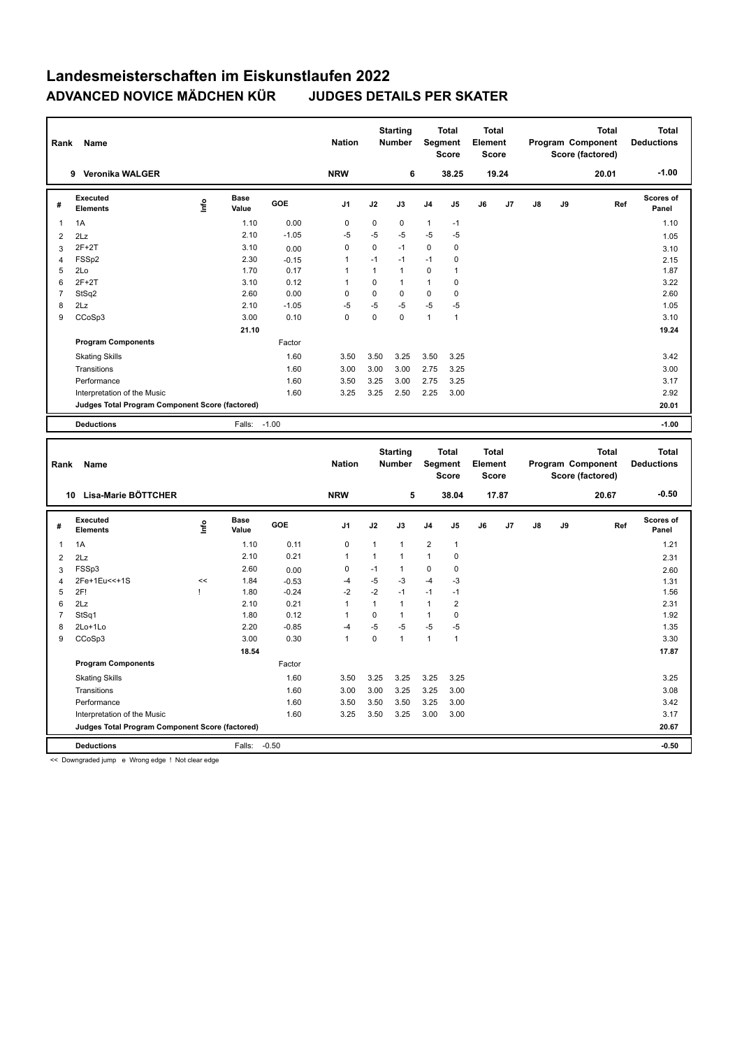# Landesmeisterschaften im Eiskunstlaufen 2022

## ADVANCED NOVICE MÄDCHEN KÜR JUDGES DETAILS PER SKATER

| Rank | Name | Nation | Starting Number | Total Segment Score | Total Element Score | Total Program Component Score (factored) | Total Deductions |
|---|---|---|---|---|---|---|---|
| 9 | Veronika WALGER | NRW | 6 | 38.25 | 19.24 | 20.01 | -1.00 |

| # | Executed Elements | Info | Base Value | GOE | J1 | J2 | J3 | J4 | J5 | J6 | J7 | J8 | J9 | Ref | Scores of Panel |
|---|---|---|---|---|---|---|---|---|---|---|---|---|---|---|---|
| 1 | 1A | | 1.10 | 0.00 | 0 | 0 | 0 | 1 | -1 | | | | | | 1.10 |
| 2 | 2Lz | | 2.10 | -1.05 | -5 | -5 | -5 | -5 | -5 | | | | | | 1.05 |
| 3 | 2F+2T | | 3.10 | 0.00 | 0 | 0 | -1 | 0 | 0 | | | | | | 3.10 |
| 4 | FSSp2 | | 2.30 | -0.15 | 1 | -1 | -1 | -1 | 0 | | | | | | 2.15 |
| 5 | 2Lo | | 1.70 | 0.17 | 1 | 1 | 1 | 0 | 1 | | | | | | 1.87 |
| 6 | 2F+2T | | 3.10 | 0.12 | 1 | 0 | 1 | 1 | 0 | | | | | | 3.22 |
| 7 | StSq2 | | 2.60 | 0.00 | 0 | 0 | 0 | 0 | 0 | | | | | | 2.60 |
| 8 | 2Lz | | 2.10 | -1.05 | -5 | -5 | -5 | -5 | -5 | | | | | | 1.05 |
| 9 | CCoSp3 | | 3.00 | 0.10 | 0 | 0 | 0 | 1 | 1 | | | | | | 3.10 |
| | | | 21.10 | | | | | | | | | | | | 19.24 |
| | **Program Components** | | | Factor | | | | | | | | | | | |
| | Skating Skills | | | 1.60 | 3.50 | 3.50 | 3.25 | 3.50 | 3.25 | | | | | | 3.42 |
| | Transitions | | | 1.60 | 3.00 | 3.00 | 3.00 | 2.75 | 3.25 | | | | | | 3.00 |
| | Performance | | | 1.60 | 3.50 | 3.25 | 3.00 | 2.75 | 3.25 | | | | | | 3.17 |
| | Interpretation of the Music | | | 1.60 | 3.25 | 3.25 | 2.50 | 2.25 | 3.00 | | | | | | 2.92 |
| | **Judges Total Program Component Score (factored)** | | | | | | | | | | | | | | 20.01 |
| | **Deductions** | | Falls: | -1.00 | | | | | | | | | | | -1.00 |

| Rank | Name | Nation | Starting Number | Total Segment Score | Total Element Score | Total Program Component Score (factored) | Total Deductions |
|---|---|---|---|---|---|---|---|
| 10 | Lisa-Marie BÖTTCHER | NRW | 5 | 38.04 | 17.87 | 20.67 | -0.50 |

| # | Executed Elements | Info | Base Value | GOE | J1 | J2 | J3 | J4 | J5 | J6 | J7 | J8 | J9 | Ref | Scores of Panel |
|---|---|---|---|---|---|---|---|---|---|---|---|---|---|---|---|
| 1 | 1A | | 1.10 | 0.11 | 0 | 1 | 1 | 2 | 1 | | | | | | 1.21 |
| 2 | 2Lz | | 2.10 | 0.21 | 1 | 1 | 1 | 1 | 0 | | | | | | 2.31 |
| 3 | FSSp3 | | 2.60 | 0.00 | 0 | -1 | 1 | 0 | 0 | | | | | | 2.60 |
| 4 | 2Fe+1Eu<<+1S | << | 1.84 | -0.53 | -4 | -5 | -3 | -4 | -3 | | | | | | 1.31 |
| 5 | 2F! | ! | 1.80 | -0.24 | -2 | -2 | -1 | -1 | -1 | | | | | | 1.56 |
| 6 | 2Lz | | 2.10 | 0.21 | 1 | 1 | 1 | 1 | 2 | | | | | | 2.31 |
| 7 | StSq1 | | 1.80 | 0.12 | 1 | 0 | 1 | 1 | 0 | | | | | | 1.92 |
| 8 | 2Lo+1Lo | | 2.20 | -0.85 | -4 | -5 | -5 | -5 | -5 | | | | | | 1.35 |
| 9 | CCoSp3 | | 3.00 | 0.30 | 1 | 0 | 1 | 1 | 1 | | | | | | 3.30 |
| | | | 18.54 | | | | | | | | | | | | 17.87 |
| | **Program Components** | | | Factor | | | | | | | | | | | |
| | Skating Skills | | | 1.60 | 3.50 | 3.25 | 3.25 | 3.25 | 3.25 | | | | | | 3.25 |
| | Transitions | | | 1.60 | 3.00 | 3.00 | 3.25 | 3.25 | 3.00 | | | | | | 3.08 |
| | Performance | | | 1.60 | 3.50 | 3.50 | 3.50 | 3.25 | 3.00 | | | | | | 3.42 |
| | Interpretation of the Music | | | 1.60 | 3.25 | 3.50 | 3.25 | 3.00 | 3.00 | | | | | | 3.17 |
| | **Judges Total Program Component Score (factored)** | | | | | | | | | | | | | | 20.67 |
| | **Deductions** | | Falls: | -0.50 | | | | | | | | | | | -0.50 |

<< Downgraded jump e Wrong edge ! Not clear edge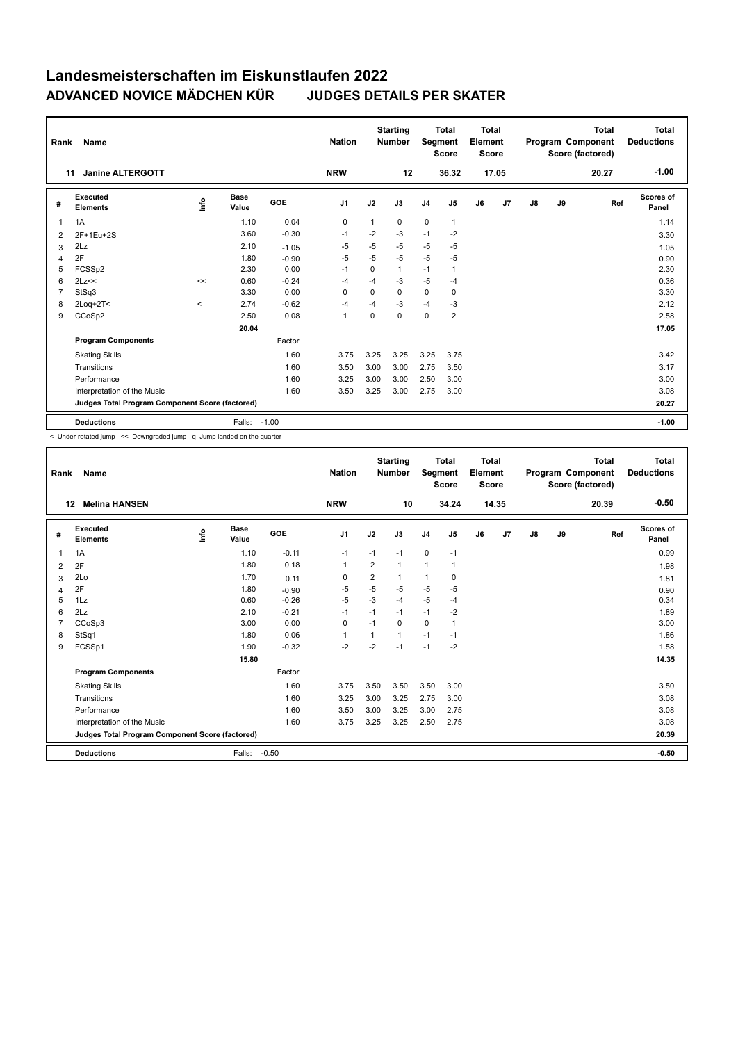# Landesmeisterschaften im Eiskunstlaufen 2022

## ADVANCED NOVICE MÄDCHEN KÜR    JUDGES DETAILS PER SKATER

| Rank | Name | Nation | Starting Number | Total Segment Score | Total Element Score | Total Program Component Score (factored) | Total Deductions |
|---|---|---|---|---|---|---|---|
| 11 | Janine ALTERGOTT | NRW | 12 | 36.32 | 17.05 | 20.27 | -1.00 |

| # | Executed Elements | Info | Base Value | GOE | J1 | J2 | J3 | J4 | J5 | J6 | J7 | J8 | J9 | Ref | Scores of Panel |
|---|---|---|---|---|---|---|---|---|---|---|---|---|---|---|---|
| 1 | 1A | | 1.10 | 0.04 | 0 | 1 | 0 | 0 | 1 | | | | | | 1.14 |
| 2 | 2F+1Eu+2S | | 3.60 | -0.30 | -1 | -2 | -3 | -1 | -2 | | | | | | 3.30 |
| 3 | 2Lz | | 2.10 | -1.05 | -5 | -5 | -5 | -5 | -5 | | | | | | 1.05 |
| 4 | 2F | | 1.80 | -0.90 | -5 | -5 | -5 | -5 | -5 | | | | | | 0.90 |
| 5 | FCSSp2 | | 2.30 | 0.00 | -1 | 0 | 1 | -1 | 1 | | | | | | 2.30 |
| 6 | 2Lz<< | << | 0.60 | -0.24 | -4 | -4 | -3 | -5 | -4 | | | | | | 0.36 |
| 7 | StSq3 | | 3.30 | 0.00 | 0 | 0 | 0 | 0 | 0 | | | | | | 3.30 |
| 8 | 2Loq+2T< | < | 2.74 | -0.62 | -4 | -4 | -3 | -4 | -3 | | | | | | 2.12 |
| 9 | CCoSp2 | | 2.50 | 0.08 | 1 | 0 | 0 | 0 | 2 | | | | | | 2.58 |
| | | | 20.04 | | | | | | | | | | | | 17.05 |
| | **Program Components** | | | Factor | | | | | | | | | | | |
| | Skating Skills | | | 1.60 | 3.75 | 3.25 | 3.25 | 3.25 | 3.75 | | | | | | 3.42 |
| | Transitions | | | 1.60 | 3.50 | 3.00 | 3.00 | 2.75 | 3.50 | | | | | | 3.17 |
| | Performance | | | 1.60 | 3.25 | 3.00 | 3.00 | 2.50 | 3.00 | | | | | | 3.00 |
| | Interpretation of the Music | | | 1.60 | 3.50 | 3.25 | 3.00 | 2.75 | 3.00 | | | | | | 3.08 |
| | **Judges Total Program Component Score (factored)** | | | | | | | | | | | | | | 20.27 |
| | **Deductions** | | Falls: | -1.00 | | | | | | | | | | | -1.00 |

< Under-rotated jump << Downgraded jump q Jump landed on the quarter

| Rank | Name | Nation | Starting Number | Total Segment Score | Total Element Score | Total Program Component Score (factored) | Total Deductions |
|---|---|---|---|---|---|---|---|
| 12 | Melina HANSEN | NRW | 10 | 34.24 | 14.35 | 20.39 | -0.50 |

| # | Executed Elements | Info | Base Value | GOE | J1 | J2 | J3 | J4 | J5 | J6 | J7 | J8 | J9 | Ref | Scores of Panel |
|---|---|---|---|---|---|---|---|---|---|---|---|---|---|---|---|
| 1 | 1A | | 1.10 | -0.11 | -1 | -1 | -1 | 0 | -1 | | | | | | 0.99 |
| 2 | 2F | | 1.80 | 0.18 | 1 | 2 | 1 | 1 | 1 | | | | | | 1.98 |
| 3 | 2Lo | | 1.70 | 0.11 | 0 | 2 | 1 | 1 | 0 | | | | | | 1.81 |
| 4 | 2F | | 1.80 | -0.90 | -5 | -5 | -5 | -5 | -5 | | | | | | 0.90 |
| 5 | 1Lz | | 0.60 | -0.26 | -5 | -3 | -4 | -5 | -4 | | | | | | 0.34 |
| 6 | 2Lz | | 2.10 | -0.21 | -1 | -1 | -1 | -1 | -2 | | | | | | 1.89 |
| 7 | CCoSp3 | | 3.00 | 0.00 | 0 | -1 | 0 | 0 | 1 | | | | | | 3.00 |
| 8 | StSq1 | | 1.80 | 0.06 | 1 | 1 | 1 | -1 | -1 | | | | | | 1.86 |
| 9 | FCSSp1 | | 1.90 | -0.32 | -2 | -2 | -1 | -1 | -2 | | | | | | 1.58 |
| | | | 15.80 | | | | | | | | | | | | 14.35 |
| | **Program Components** | | | Factor | | | | | | | | | | | |
| | Skating Skills | | | 1.60 | 3.75 | 3.50 | 3.50 | 3.50 | 3.00 | | | | | | 3.50 |
| | Transitions | | | 1.60 | 3.25 | 3.00 | 3.25 | 2.75 | 3.00 | | | | | | 3.08 |
| | Performance | | | 1.60 | 3.50 | 3.00 | 3.25 | 3.00 | 2.75 | | | | | | 3.08 |
| | Interpretation of the Music | | | 1.60 | 3.75 | 3.25 | 3.25 | 2.50 | 2.75 | | | | | | 3.08 |
| | **Judges Total Program Component Score (factored)** | | | | | | | | | | | | | | 20.39 |
| | **Deductions** | | Falls: | -0.50 | | | | | | | | | | | -0.50 |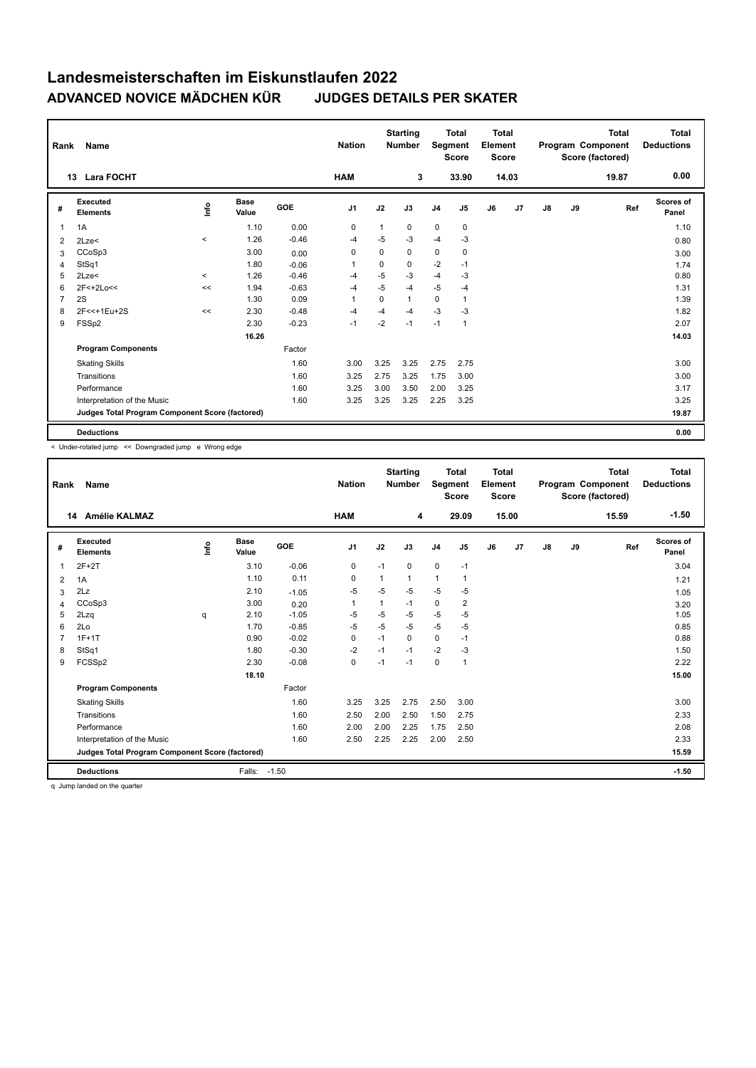# Landesmeisterschaften im Eiskunstlaufen 2022

## ADVANCED NOVICE MÄDCHEN KÜR JUDGES DETAILS PER SKATER

| Rank | Name | Nation | Starting Number | Total Segment Score | Total Element Score | Total Program Component Score (factored) | Total Deductions |
|---|---|---|---|---|---|---|---|
| 13 | Lara FOCHT | HAM | 3 | 33.90 | 14.03 | 19.87 | 0.00 |

| # | Executed Elements | Info | Base Value | GOE | J1 | J2 | J3 | J4 | J5 | J6 | J7 | J8 | J9 | Ref | Scores of Panel |
|---|---|---|---|---|---|---|---|---|---|---|---|---|---|---|---|
| 1 | 1A | | 1.10 | 0.00 | 0 | 1 | 0 | 0 | 0 | | | | | | 1.10 |
| 2 | 2Lze< | < | 1.26 | -0.46 | -4 | -5 | -3 | -4 | -3 | | | | | | 0.80 |
| 3 | CCoSp3 | | 3.00 | 0.00 | 0 | 0 | 0 | 0 | 0 | | | | | | 3.00 |
| 4 | StSq1 | | 1.80 | -0.06 | 1 | 0 | 0 | -2 | -1 | | | | | | 1.74 |
| 5 | 2Lze< | < | 1.26 | -0.46 | -4 | -5 | -3 | -4 | -3 | | | | | | 0.80 |
| 6 | 2F<+2Lo<< | << | 1.94 | -0.63 | -4 | -5 | -4 | -5 | -4 | | | | | | 1.31 |
| 7 | 2S | | 1.30 | 0.09 | 1 | 0 | 1 | 0 | 1 | | | | | | 1.39 |
| 8 | 2F<<+1Eu+2S | << | 2.30 | -0.48 | -4 | -4 | -4 | -3 | -3 | | | | | | 1.82 |
| 9 | FSSp2 | | 2.30 | -0.23 | -1 | -2 | -1 | -1 | 1 | | | | | | 2.07 |
| | | | 16.26 | | | | | | | | | | | | 14.03 |
| | **Program Components** | | | Factor | | | | | | | | | | | |
| | Skating Skills | | | 1.60 | 3.00 | 3.25 | 3.25 | 2.75 | 2.75 | | | | | | 3.00 |
| | Transitions | | | 1.60 | 3.25 | 2.75 | 3.25 | 1.75 | 3.00 | | | | | | 3.00 |
| | Performance | | | 1.60 | 3.25 | 3.00 | 3.50 | 2.00 | 3.25 | | | | | | 3.17 |
| | Interpretation of the Music | | | 1.60 | 3.25 | 3.25 | 3.25 | 2.25 | 3.25 | | | | | | 3.25 |
| | **Judges Total Program Component Score (factored)** | | | | | | | | | | | | | | 19.87 |
| | **Deductions** | | | | | | | | | | | | | | 0.00 |

< Under-rotated jump << Downgraded jump e Wrong edge

| Rank | Name | Nation | Starting Number | Total Segment Score | Total Element Score | Total Program Component Score (factored) | Total Deductions |
|---|---|---|---|---|---|---|---|
| 14 | Amélie KALMAZ | HAM | 4 | 29.09 | 15.00 | 15.59 | -1.50 |

| # | Executed Elements | Info | Base Value | GOE | J1 | J2 | J3 | J4 | J5 | J6 | J7 | J8 | J9 | Ref | Scores of Panel |
|---|---|---|---|---|---|---|---|---|---|---|---|---|---|---|---|
| 1 | 2F+2T | | 3.10 | -0.06 | 0 | -1 | 0 | 0 | -1 | | | | | | 3.04 |
| 2 | 1A | | 1.10 | 0.11 | 0 | 1 | 1 | 1 | 1 | | | | | | 1.21 |
| 3 | 2Lz | | 2.10 | -1.05 | -5 | -5 | -5 | -5 | -5 | | | | | | 1.05 |
| 4 | CCoSp3 | | 3.00 | 0.20 | 1 | 1 | -1 | 0 | 2 | | | | | | 3.20 |
| 5 | 2Lzq | q | 2.10 | -1.05 | -5 | -5 | -5 | -5 | -5 | | | | | | 1.05 |
| 6 | 2Lo | | 1.70 | -0.85 | -5 | -5 | -5 | -5 | -5 | | | | | | 0.85 |
| 7 | 1F+1T | | 0.90 | -0.02 | 0 | -1 | 0 | 0 | -1 | | | | | | 0.88 |
| 8 | StSq1 | | 1.80 | -0.30 | -2 | -1 | -1 | -2 | -3 | | | | | | 1.50 |
| 9 | FCSSp2 | | 2.30 | -0.08 | 0 | -1 | -1 | 0 | 1 | | | | | | 2.22 |
| | | | 18.10 | | | | | | | | | | | | 15.00 |
| | **Program Components** | | | Factor | | | | | | | | | | | |
| | Skating Skills | | | 1.60 | 3.25 | 3.25 | 2.75 | 2.50 | 3.00 | | | | | | 3.00 |
| | Transitions | | | 1.60 | 2.50 | 2.00 | 2.50 | 1.50 | 2.75 | | | | | | 2.33 |
| | Performance | | | 1.60 | 2.00 | 2.00 | 2.25 | 1.75 | 2.50 | | | | | | 2.08 |
| | Interpretation of the Music | | | 1.60 | 2.50 | 2.25 | 2.25 | 2.00 | 2.50 | | | | | | 2.33 |
| | **Judges Total Program Component Score (factored)** | | | | | | | | | | | | | | 15.59 |
| | **Deductions** | | Falls: | -1.50 | | | | | | | | | | | -1.50 |

q Jump landed on the quarter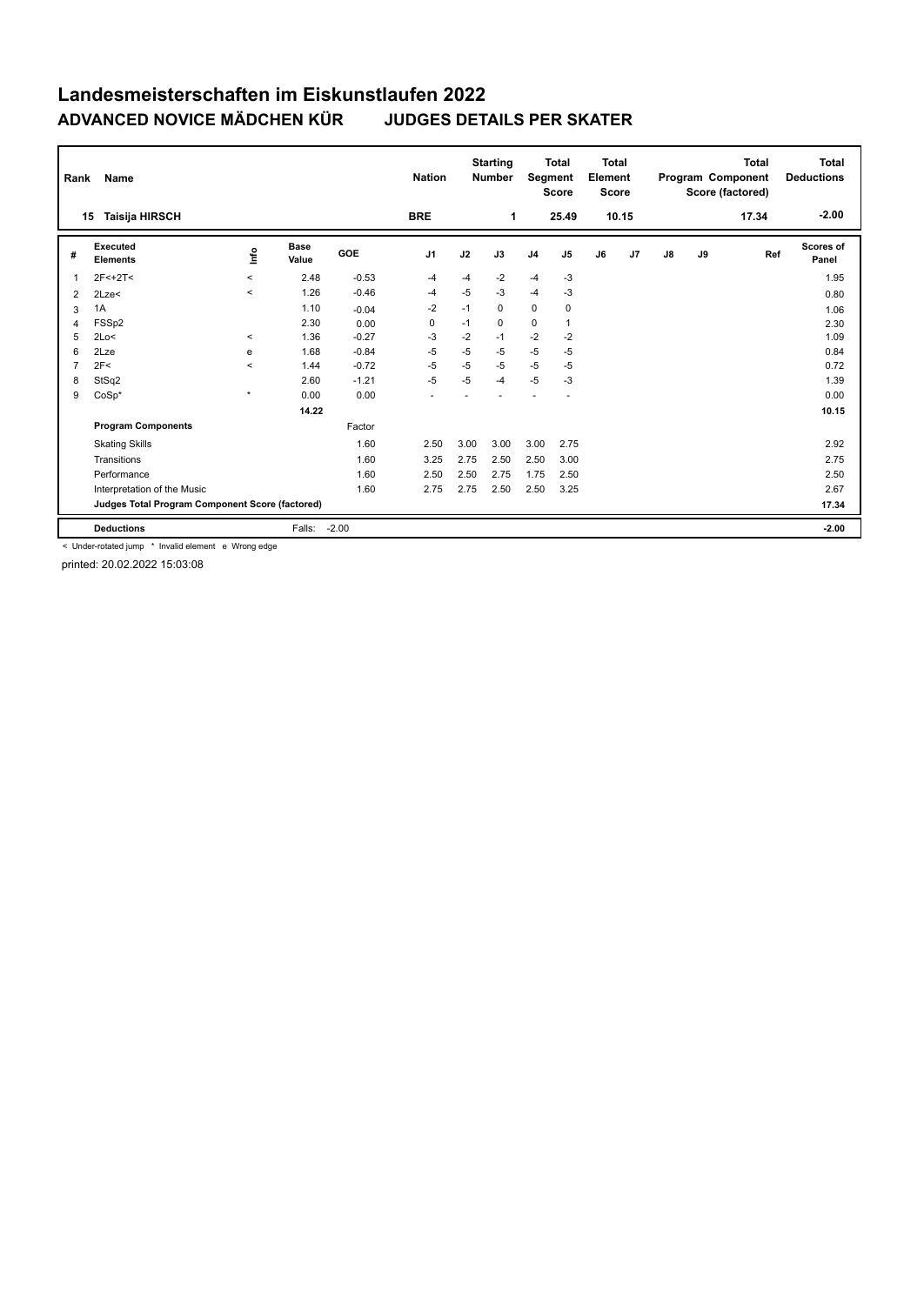# Landesmeisterschaften im Eiskunstlaufen 2022

## ADVANCED NOVICE MÄDCHEN KÜR JUDGES DETAILS PER SKATER

| Rank | Name | Nation | Starting Number | Total Segment Score | Total Element Score | Total Program Component Score (factored) | Total Deductions |
|---|---|---|---|---|---|---|---|
| 15 | Taisija HIRSCH | BRE | 1 | 25.49 | 10.15 | 17.34 | -2.00 |

| # | Executed Elements | Info | Base Value | GOE | J1 | J2 | J3 | J4 | J5 | J6 | J7 | J8 | J9 | Ref | Scores of Panel |
|---|---|---|---|---|---|---|---|---|---|---|---|---|---|---|---|
| 1 | 2F<+2T< | < | 2.48 | -0.53 | -4 | -4 | -2 | -4 | -3 | | | | | | 1.95 |
| 2 | 2Lze< | < | 1.26 | -0.46 | -4 | -5 | -3 | -4 | -3 | | | | | | 0.80 |
| 3 | 1A | | 1.10 | -0.04 | -2 | -1 | 0 | 0 | 0 | | | | | | 1.06 |
| 4 | FSSp2 | | 2.30 | 0.00 | 0 | -1 | 0 | 0 | 1 | | | | | | 2.30 |
| 5 | 2Lo< | < | 1.36 | -0.27 | -3 | -2 | -1 | -2 | -2 | | | | | | 1.09 |
| 6 | 2Lze | e | 1.68 | -0.84 | -5 | -5 | -5 | -5 | -5 | | | | | | 0.84 |
| 7 | 2F< | < | 1.44 | -0.72 | -5 | -5 | -5 | -5 | -5 | | | | | | 0.72 |
| 8 | StSq2 | | 2.60 | -1.21 | -5 | -5 | -4 | -5 | -3 | | | | | | 1.39 |
| 9 | CoSp* | * | 0.00 | 0.00 | - | - | - | - | - | | | | | | 0.00 |
| | | | 14.22 | | | | | | | | | | | | 10.15 |
| | **Program Components** | | | Factor | | | | | | | | | | | |
| | Skating Skills | | | 1.60 | 2.50 | 3.00 | 3.00 | 3.00 | 2.75 | | | | | | 2.92 |
| | Transitions | | | 1.60 | 3.25 | 2.75 | 2.50 | 2.50 | 3.00 | | | | | | 2.75 |
| | Performance | | | 1.60 | 2.50 | 2.50 | 2.75 | 1.75 | 2.50 | | | | | | 2.50 |
| | Interpretation of the Music | | | 1.60 | 2.75 | 2.75 | 2.50 | 2.50 | 3.25 | | | | | | 2.67 |
| | **Judges Total Program Component Score (factored)** | | | | | | | | | | | | | | 17.34 |
| | **Deductions** | | Falls: | -2.00 | | | | | | | | | | | -2.00 |

< Under-rotated jump * Invalid element e Wrong edge

printed: 20.02.2022 15:03:08